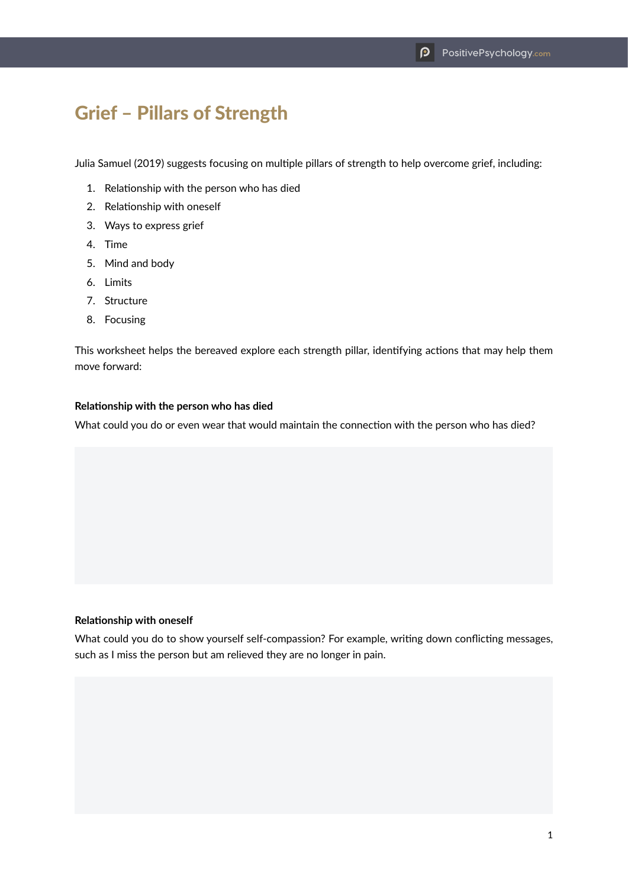# Grief – Pillars of Strength

Julia Samuel (2019) suggests focusing on multiple pillars of strength to help overcome grief, including:

1. Relationship with the person who has died
2. Relationship with oneself
3. Ways to express grief
4. Time
5. Mind and body
6. Limits
7. Structure
8. Focusing

This worksheet helps the bereaved explore each strength pillar, identifying actions that may help them move forward:

**Relationship with the person who has died**

What could you do or even wear that would maintain the connection with the person who has died?

**Relationship with oneself**

What could you do to show yourself self-compassion? For example, writing down conflicting messages, such as I miss the person but am relieved they are no longer in pain.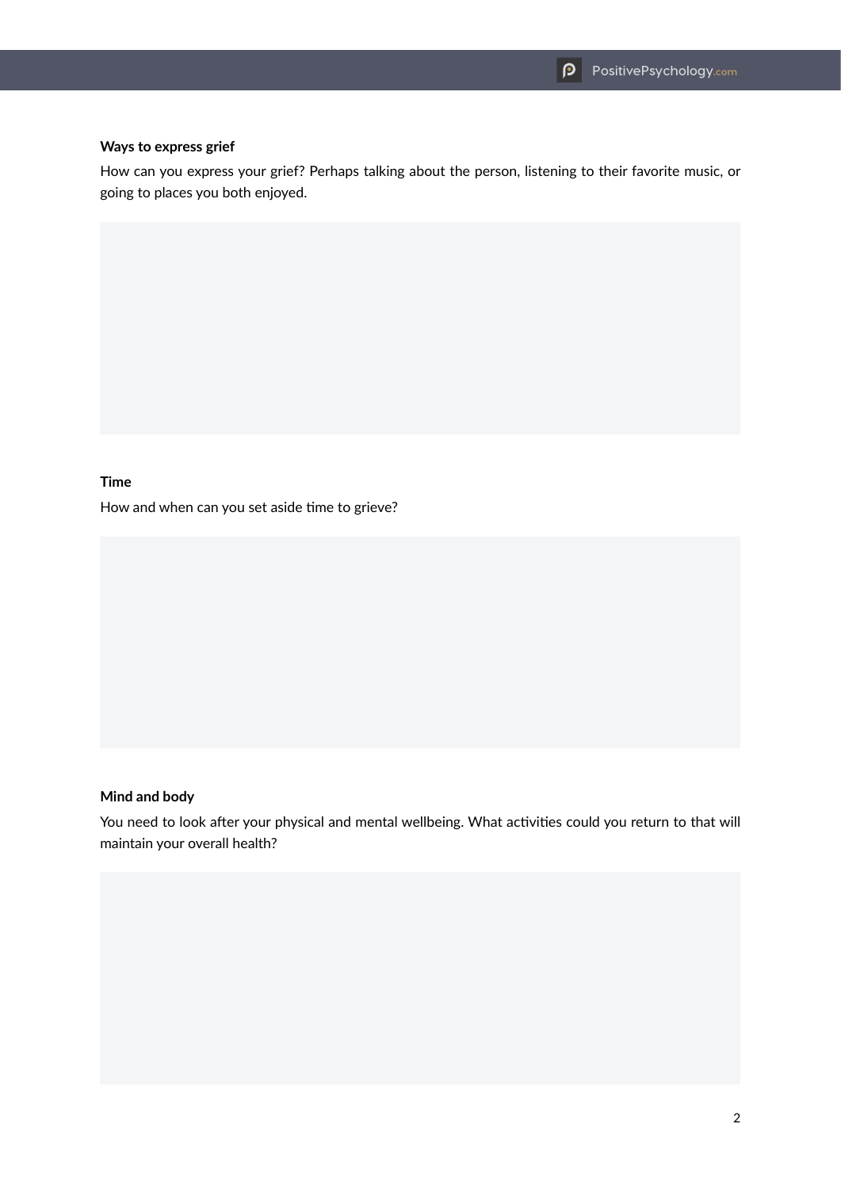**Ways to express grief**

How can you express your grief? Perhaps talking about the person, listening to their favorite music, or going to places you both enjoyed.

**Time**

How and when can you set aside time to grieve?

**Mind and body**

You need to look after your physical and mental wellbeing. What activities could you return to that will maintain your overall health?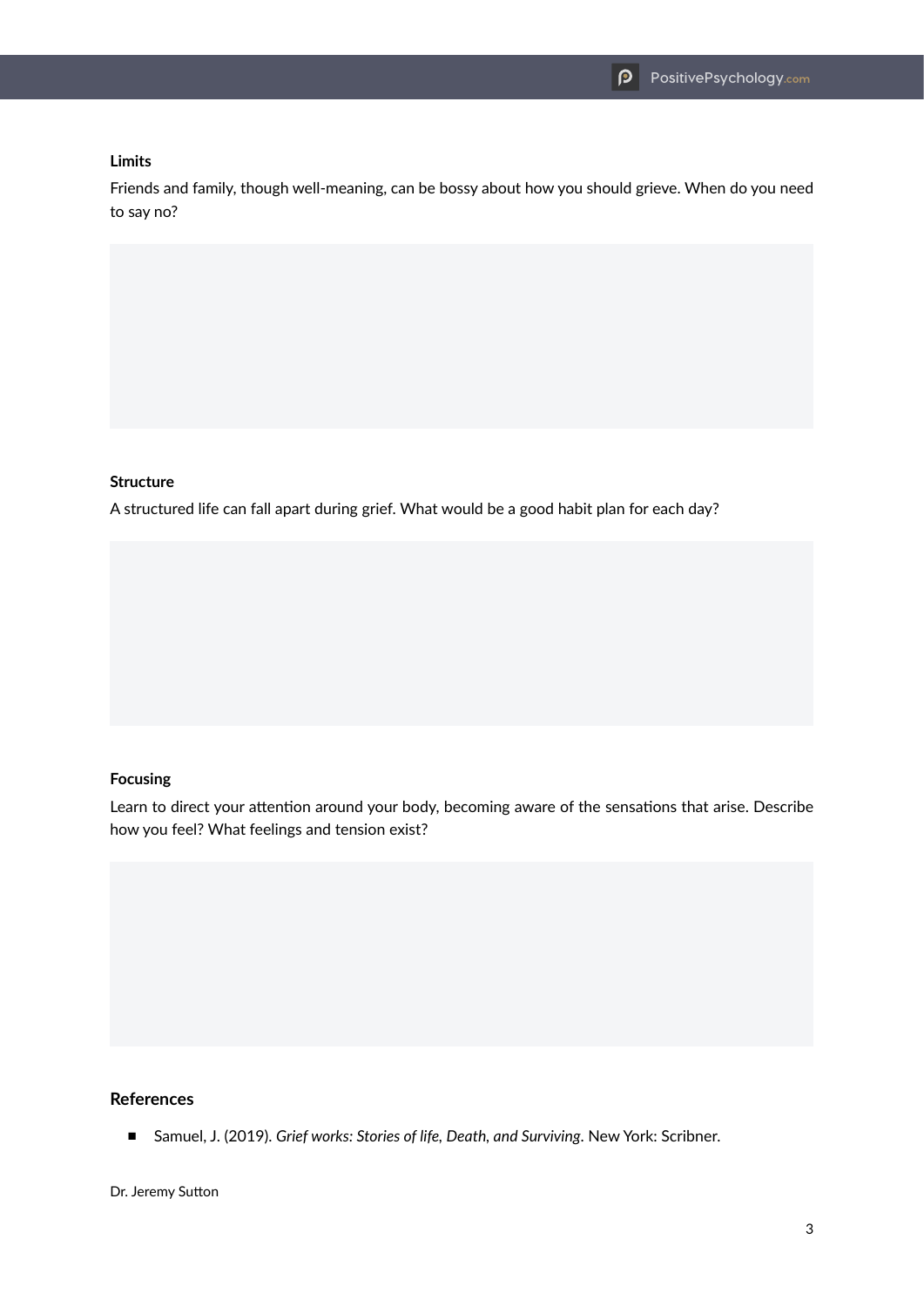**Limits**

Friends and family, though well-meaning, can be bossy about how you should grieve. When do you need to say no?

**Structure**

A structured life can fall apart during grief. What would be a good habit plan for each day?

**Focusing**

Learn to direct your attention around your body, becoming aware of the sensations that arise. Describe how you feel? What feelings and tension exist?

## References

- Samuel, J. (2019). *Grief works: Stories of life, Death, and Surviving*. New York: Scribner.

Dr. Jeremy Sutton